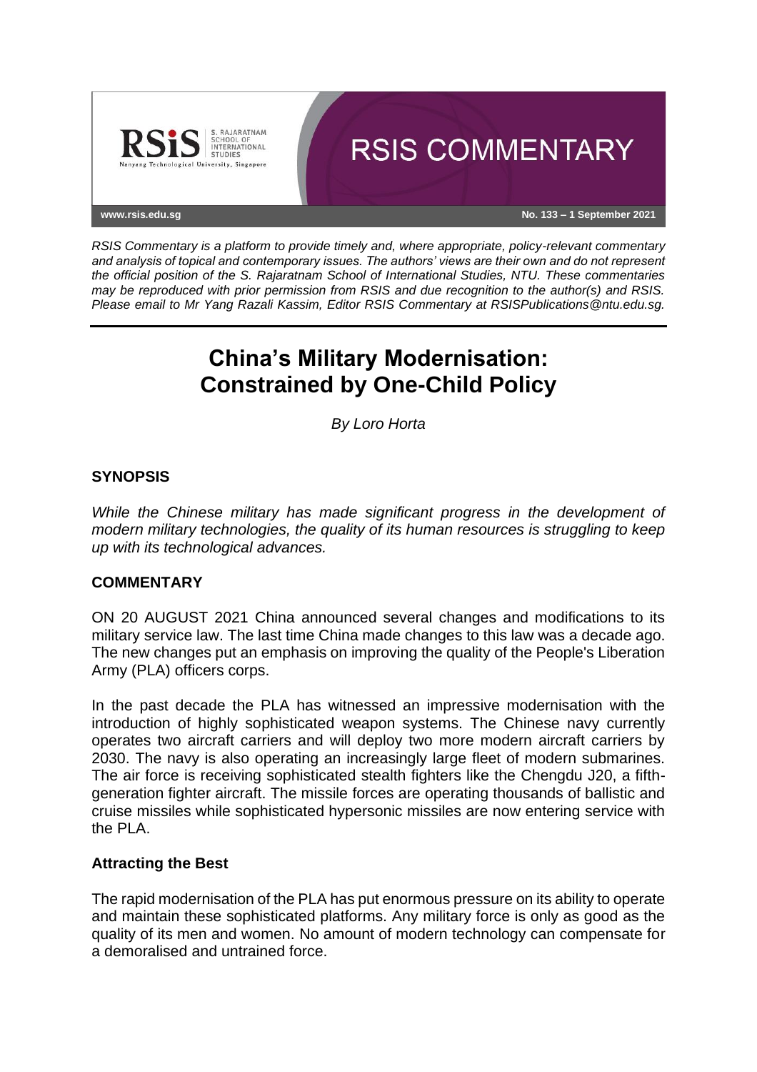RSIS COMMENTARY

www.rsis.edu.sg

No. 133 – 1 September 2021

*RSIS Commentary is a platform to provide timely and, where appropriate, policy-relevant commentary and analysis of topical and contemporary issues. The authors' views are their own and do not represent the official position of the S. Rajaratnam School of International Studies, NTU. These commentaries may be reproduced with prior permission from RSIS and due recognition to the author(s) and RSIS. Please email to Mr Yang Razali Kassim, Editor RSIS Commentary at RSISPublications@ntu.edu.sg.*

# China's Military Modernisation: Constrained by One-Child Policy

*By Loro Horta*

## SYNOPSIS

*While the Chinese military has made significant progress in the development of modern military technologies, the quality of its human resources is struggling to keep up with its technological advances.*

## COMMENTARY

ON 20 AUGUST 2021 China announced several changes and modifications to its military service law. The last time China made changes to this law was a decade ago. The new changes put an emphasis on improving the quality of the People's Liberation Army (PLA) officers corps.

In the past decade the PLA has witnessed an impressive modernisation with the introduction of highly sophisticated weapon systems. The Chinese navy currently operates two aircraft carriers and will deploy two more modern aircraft carriers by 2030. The navy is also operating an increasingly large fleet of modern submarines. The air force is receiving sophisticated stealth fighters like the Chengdu J20, a fifth-generation fighter aircraft. The missile forces are operating thousands of ballistic and cruise missiles while sophisticated hypersonic missiles are now entering service with the PLA.

### Attracting the Best

The rapid modernisation of the PLA has put enormous pressure on its ability to operate and maintain these sophisticated platforms. Any military force is only as good as the quality of its men and women. No amount of modern technology can compensate for a demoralised and untrained force.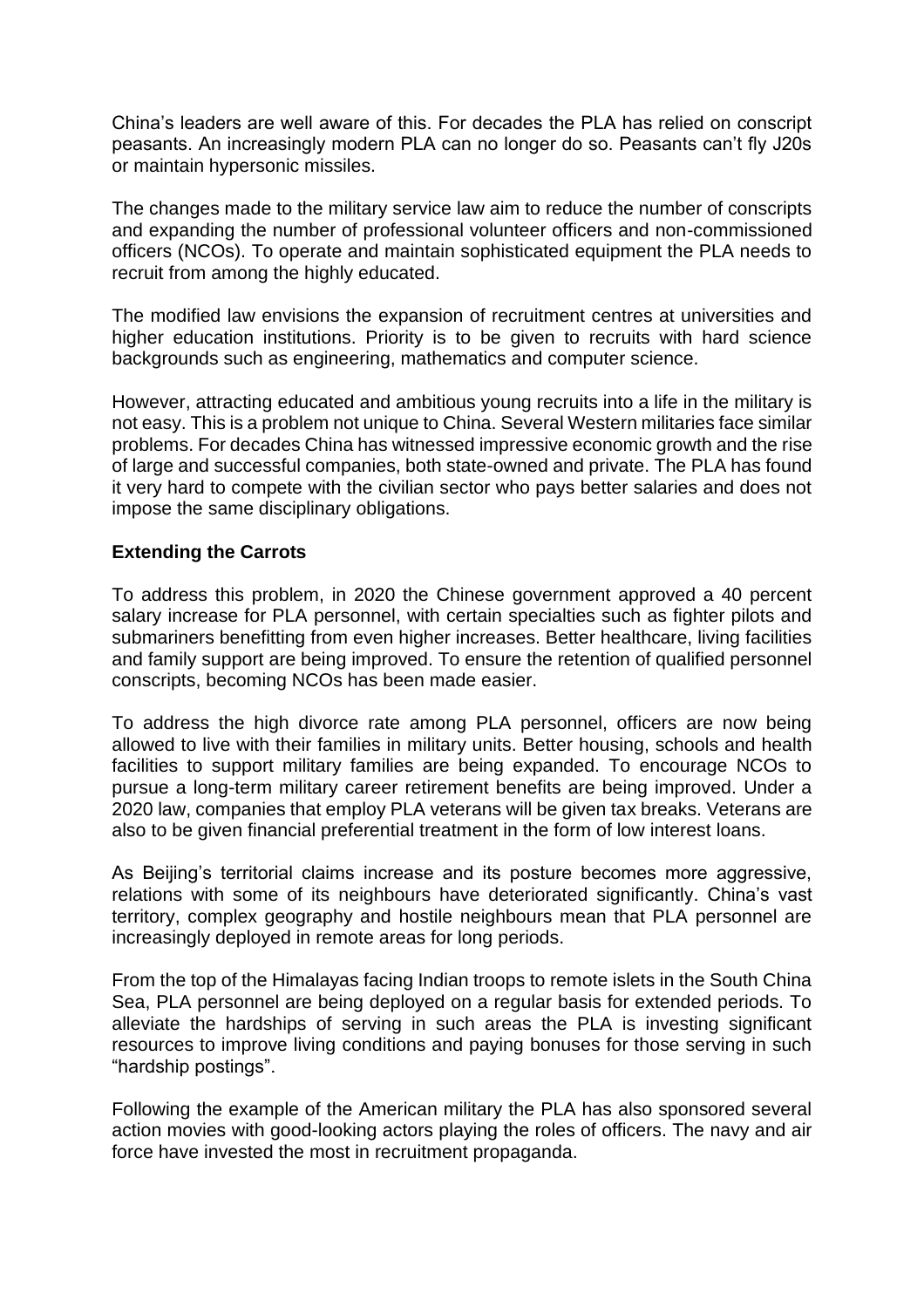China's leaders are well aware of this. For decades the PLA has relied on conscript peasants. An increasingly modern PLA can no longer do so. Peasants can't fly J20s or maintain hypersonic missiles.

The changes made to the military service law aim to reduce the number of conscripts and expanding the number of professional volunteer officers and non-commissioned officers (NCOs). To operate and maintain sophisticated equipment the PLA needs to recruit from among the highly educated.

The modified law envisions the expansion of recruitment centres at universities and higher education institutions. Priority is to be given to recruits with hard science backgrounds such as engineering, mathematics and computer science.

However, attracting educated and ambitious young recruits into a life in the military is not easy. This is a problem not unique to China. Several Western militaries face similar problems. For decades China has witnessed impressive economic growth and the rise of large and successful companies, both state-owned and private. The PLA has found it very hard to compete with the civilian sector who pays better salaries and does not impose the same disciplinary obligations.

**Extending the Carrots**

To address this problem, in 2020 the Chinese government approved a 40 percent salary increase for PLA personnel, with certain specialties such as fighter pilots and submariners benefitting from even higher increases. Better healthcare, living facilities and family support are being improved. To ensure the retention of qualified personnel conscripts, becoming NCOs has been made easier.

To address the high divorce rate among PLA personnel, officers are now being allowed to live with their families in military units. Better housing, schools and health facilities to support military families are being expanded. To encourage NCOs to pursue a long-term military career retirement benefits are being improved. Under a 2020 law, companies that employ PLA veterans will be given tax breaks. Veterans are also to be given financial preferential treatment in the form of low interest loans.

As Beijing's territorial claims increase and its posture becomes more aggressive, relations with some of its neighbours have deteriorated significantly. China's vast territory, complex geography and hostile neighbours mean that PLA personnel are increasingly deployed in remote areas for long periods.

From the top of the Himalayas facing Indian troops to remote islets in the South China Sea, PLA personnel are being deployed on a regular basis for extended periods. To alleviate the hardships of serving in such areas the PLA is investing significant resources to improve living conditions and paying bonuses for those serving in such "hardship postings".

Following the example of the American military the PLA has also sponsored several action movies with good-looking actors playing the roles of officers. The navy and air force have invested the most in recruitment propaganda.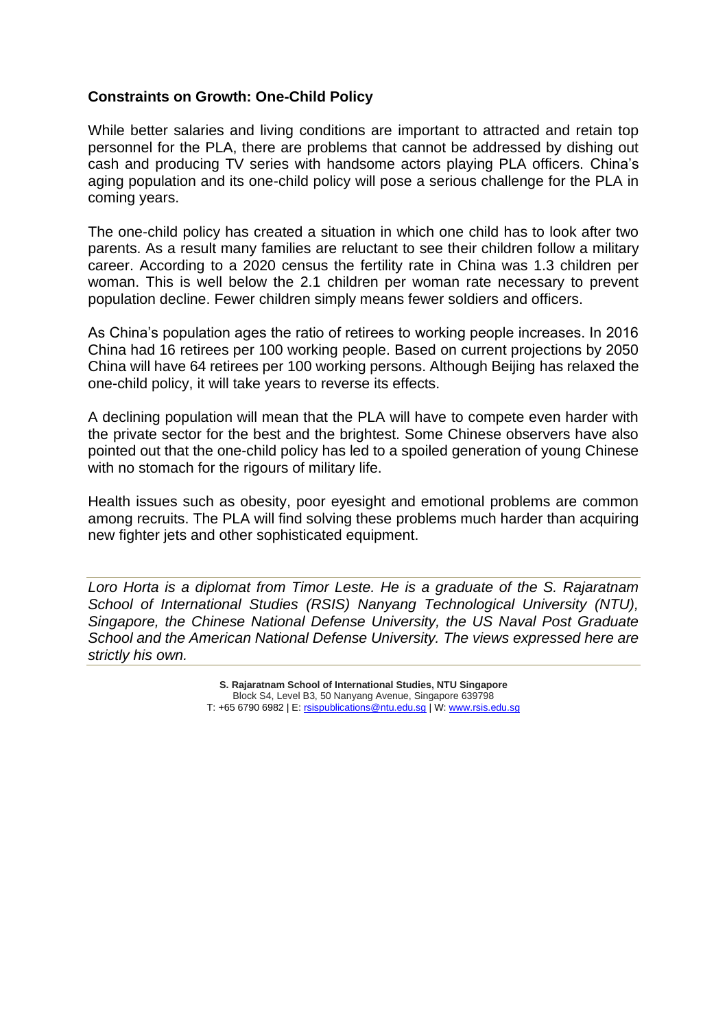**Constraints on Growth: One-Child Policy**

While better salaries and living conditions are important to attracted and retain top personnel for the PLA, there are problems that cannot be addressed by dishing out cash and producing TV series with handsome actors playing PLA officers. China's aging population and its one-child policy will pose a serious challenge for the PLA in coming years.

The one-child policy has created a situation in which one child has to look after two parents. As a result many families are reluctant to see their children follow a military career. According to a 2020 census the fertility rate in China was 1.3 children per woman. This is well below the 2.1 children per woman rate necessary to prevent population decline. Fewer children simply means fewer soldiers and officers.

As China's population ages the ratio of retirees to working people increases. In 2016 China had 16 retirees per 100 working people. Based on current projections by 2050 China will have 64 retirees per 100 working persons. Although Beijing has relaxed the one-child policy, it will take years to reverse its effects.

A declining population will mean that the PLA will have to compete even harder with the private sector for the best and the brightest. Some Chinese observers have also pointed out that the one-child policy has led to a spoiled generation of young Chinese with no stomach for the rigours of military life.

Health issues such as obesity, poor eyesight and emotional problems are common among recruits. The PLA will find solving these problems much harder than acquiring new fighter jets and other sophisticated equipment.

---

*Loro Horta is a diplomat from Timor Leste. He is a graduate of the S. Rajaratnam School of International Studies (RSIS) Nanyang Technological University (NTU), Singapore, the Chinese National Defense University, the US Naval Post Graduate School and the American National Defense University. The views expressed here are strictly his own.*

---

**S. Rajaratnam School of International Studies, NTU Singapore**
Block S4, Level B3, 50 Nanyang Avenue, Singapore 639798
T: +65 6790 6982 | E: rsispublications@ntu.edu.sg | W: www.rsis.edu.sg